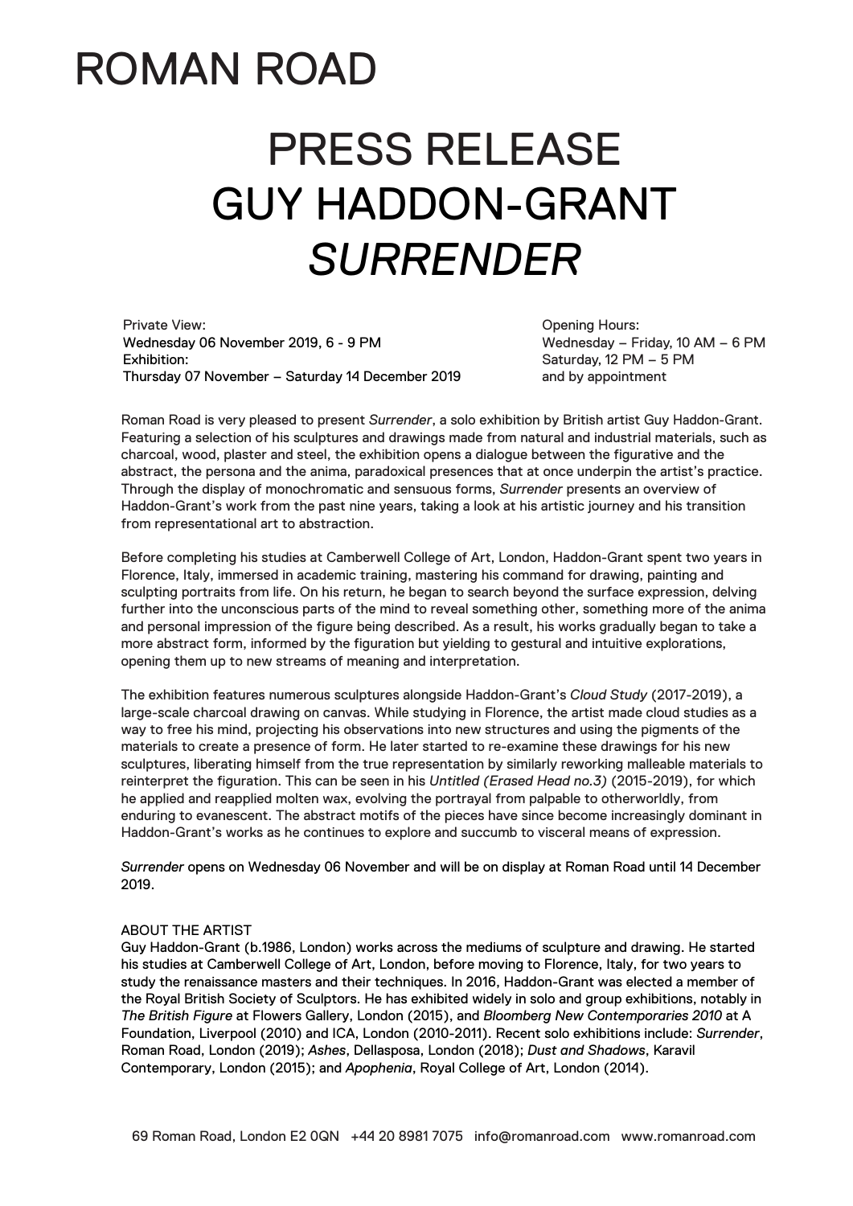# ROMAN ROAD

# PRESS RELEASE
# GUY HADDON-GRANT
# *SURRENDER*

Private View:
Wednesday 06 November 2019, 6 - 9 PM
Exhibition:
Thursday 07 November – Saturday 14 December 2019

Opening Hours:
Wednesday – Friday, 10 AM – 6 PM
Saturday, 12 PM – 5 PM
and by appointment

Roman Road is very pleased to present *Surrender*, a solo exhibition by British artist Guy Haddon-Grant. Featuring a selection of his sculptures and drawings made from natural and industrial materials, such as charcoal, wood, plaster and steel, the exhibition opens a dialogue between the figurative and the abstract, the persona and the anima, paradoxical presences that at once underpin the artist's practice. Through the display of monochromatic and sensuous forms, *Surrender* presents an overview of Haddon-Grant's work from the past nine years, taking a look at his artistic journey and his transition from representational art to abstraction.

Before completing his studies at Camberwell College of Art, London, Haddon-Grant spent two years in Florence, Italy, immersed in academic training, mastering his command for drawing, painting and sculpting portraits from life. On his return, he began to search beyond the surface expression, delving further into the unconscious parts of the mind to reveal something other, something more of the anima and personal impression of the figure being described. As a result, his works gradually began to take a more abstract form, informed by the figuration but yielding to gestural and intuitive explorations, opening them up to new streams of meaning and interpretation.

The exhibition features numerous sculptures alongside Haddon-Grant's *Cloud Study* (2017-2019), a large-scale charcoal drawing on canvas. While studying in Florence, the artist made cloud studies as a way to free his mind, projecting his observations into new structures and using the pigments of the materials to create a presence of form. He later started to re-examine these drawings for his new sculptures, liberating himself from the true representation by similarly reworking malleable materials to reinterpret the figuration. This can be seen in his *Untitled (Erased Head no.3)* (2015-2019), for which he applied and reapplied molten wax, evolving the portrayal from palpable to otherworldly, from enduring to evanescent. The abstract motifs of the pieces have since become increasingly dominant in Haddon-Grant's works as he continues to explore and succumb to visceral means of expression.

*Surrender* opens on Wednesday 06 November and will be on display at Roman Road until 14 December 2019.

ABOUT THE ARTIST

Guy Haddon-Grant (b.1986, London) works across the mediums of sculpture and drawing. He started his studies at Camberwell College of Art, London, before moving to Florence, Italy, for two years to study the renaissance masters and their techniques. In 2016, Haddon-Grant was elected a member of the Royal British Society of Sculptors. He has exhibited widely in solo and group exhibitions, notably in *The British Figure* at Flowers Gallery, London (2015), and *Bloomberg New Contemporaries 2010* at A Foundation, Liverpool (2010) and ICA, London (2010-2011). Recent solo exhibitions include: *Surrender*, Roman Road, London (2019); *Ashes*, Dellasposa, London (2018); *Dust and Shadows*, Karavil Contemporary, London (2015); and *Apophenia*, Royal College of Art, London (2014).

69 Roman Road, London E2 0QN +44 20 8981 7075 info@romanroad.com www.romanroad.com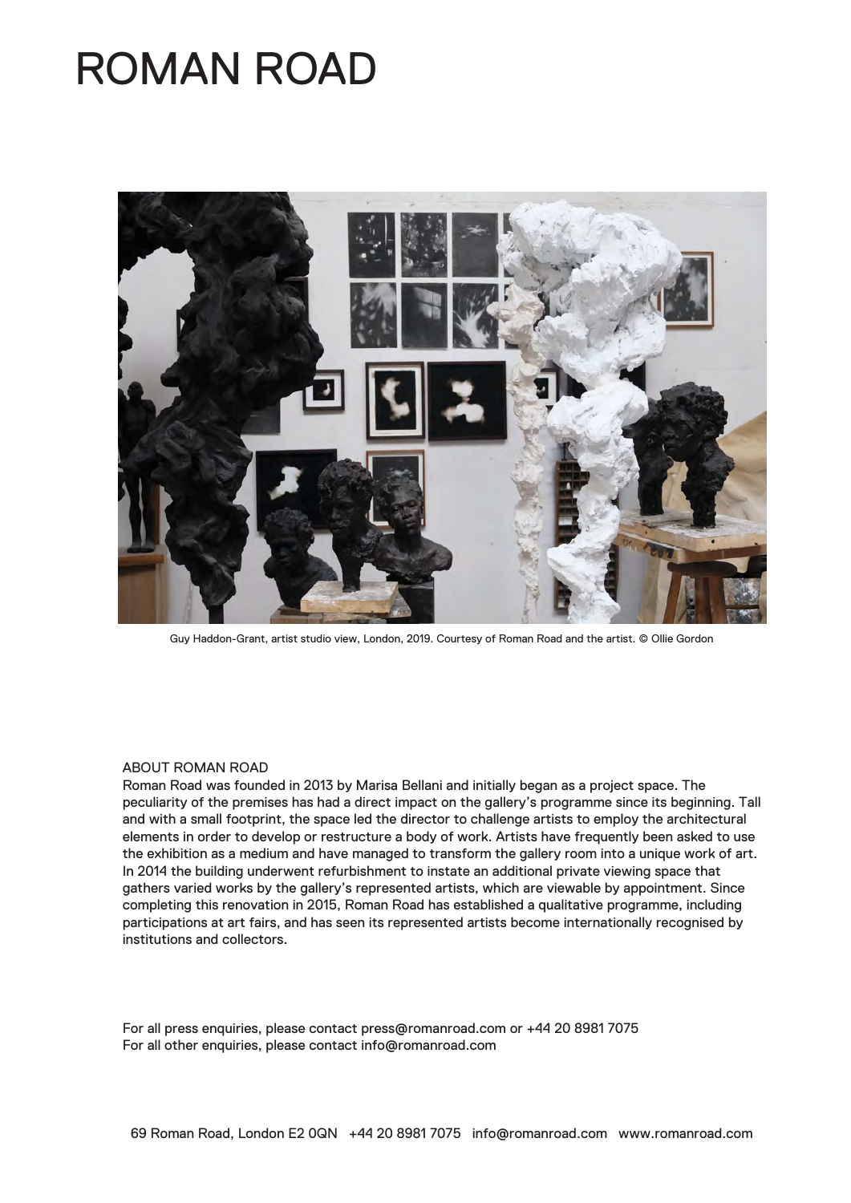# ROMAN ROAD

Guy Haddon-Grant, artist studio view, London, 2019. Courtesy of Roman Road and the artist. © Ollie Gordon

ABOUT ROMAN ROAD

Roman Road was founded in 2013 by Marisa Bellani and initially began as a project space. The peculiarity of the premises has had a direct impact on the gallery's programme since its beginning. Tall and with a small footprint, the space led the director to challenge artists to employ the architectural elements in order to develop or restructure a body of work. Artists have frequently been asked to use the exhibition as a medium and have managed to transform the gallery room into a unique work of art. In 2014 the building underwent refurbishment to instate an additional private viewing space that gathers varied works by the gallery's represented artists, which are viewable by appointment. Since completing this renovation in 2015, Roman Road has established a qualitative programme, including participations at art fairs, and has seen its represented artists become internationally recognised by institutions and collectors.

For all press enquiries, please contact press@romanroad.com or +44 20 8981 7075
For all other enquiries, please contact info@romanroad.com

69 Roman Road, London E2 0QN +44 20 8981 7075 info@romanroad.com www.romanroad.com